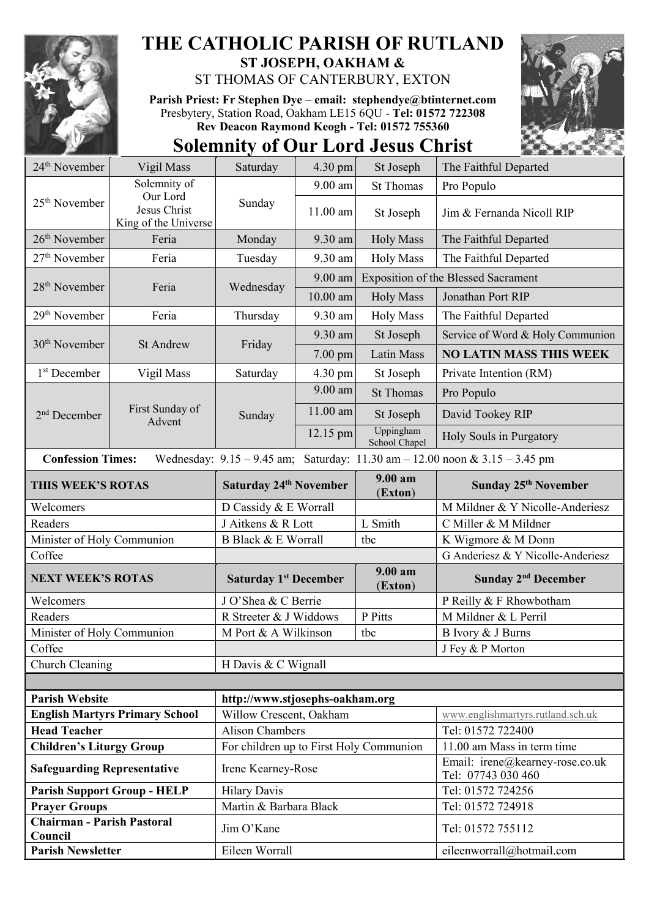# THE CATHOLIC PARISH OF RUTLAND

## ST JOSEPH, OAKHAM &

ST THOMAS OF CANTERBURY, EXTON

**Parish Priest: Fr Stephen Dye** – **email: stephendye@btinternet.com**
Presbytery, Station Road, Oakham LE15 6QU - **Tel: 01572 722308**
**Rev Deacon Raymond Keogh - Tel: 01572 755360**

## Solemnity of Our Lord Jesus Christ

| | | | | | |
|---|---|---|---|---|---|
| 24th November | Vigil Mass | Saturday | 4.30 pm | St Joseph | The Faithful Departed |
| 25th November | Solemnity of Our Lord Jesus Christ King of the Universe | Sunday | 9.00 am | St Thomas | Pro Populo |
| | | | 11.00 am | St Joseph | Jim & Fernanda Nicoll RIP |
| 26th November | Feria | Monday | 9.30 am | Holy Mass | The Faithful Departed |
| 27th November | Feria | Tuesday | 9.30 am | Holy Mass | The Faithful Departed |
| 28th November | Feria | Wednesday | 9.00 am | Exposition of the Blessed Sacrament | |
| | | | 10.00 am | Holy Mass | Jonathan Port RIP |
| 29th November | Feria | Thursday | 9.30 am | Holy Mass | The Faithful Departed |
| 30th November | St Andrew | Friday | 9.30 am | St Joseph | Service of Word & Holy Communion |
| | | | 7.00 pm | Latin Mass | **NO LATIN MASS THIS WEEK** |
| 1st December | Vigil Mass | Saturday | 4.30 pm | St Joseph | Private Intention (RM) |
| 2nd December | First Sunday of Advent | Sunday | 9.00 am | St Thomas | Pro Populo |
| | | | 11.00 am | St Joseph | David Tookey RIP |
| | | | 12.15 pm | Uppingham School Chapel | Holy Souls in Purgatory |

**Confession Times:** Wednesday: 9.15 – 9.45 am; Saturday: 11.30 am – 12.00 noon & 3.15 – 3.45 pm

| **THIS WEEK'S ROTAS** | **Saturday 24th November** | **9.00 am (Exton)** | **Sunday 25th November** |
|---|---|---|---|
| Welcomers | D Cassidy & E Worrall | | M Mildner & Y Nicolle-Anderiesz |
| Readers | J Aitkens & R Lott | L Smith | C Miller & M Mildner |
| Minister of Holy Communion | B Black & E Worrall | tbc | K Wigmore & M Donn |
| Coffee | | | G Anderiesz & Y Nicolle-Anderiesz |
| **NEXT WEEK'S ROTAS** | **Saturday 1st December** | **9.00 am (Exton)** | **Sunday 2nd December** |
| Welcomers | J O'Shea & C Berrie | | P Reilly & F Rhowbotham |
| Readers | R Streeter & J Widdows | P Pitts | M Mildner & L Perril |
| Minister of Holy Communion | M Port & A Wilkinson | tbc | B Ivory & J Burns |
| Coffee | | | J Fey & P Morton |
| Church Cleaning | H Davis & C Wignall | | |

| | | |
|---|---|---|
| **Parish Website** | http://www.stjosephs-oakham.org | |
| **English Martyrs Primary School** | Willow Crescent, Oakham | www.englishmartyrs.rutland.sch.uk |
| **Head Teacher** | Alison Chambers | Tel: 01572 722400 |
| **Children's Liturgy Group** | For children up to First Holy Communion | 11.00 am Mass in term time |
| **Safeguarding Representative** | Irene Kearney-Rose | Email: irene@kearney-rose.co.uk Tel: 07743 030 460 |
| **Parish Support Group - HELP** | Hilary Davis | Tel: 01572 724256 |
| **Prayer Groups** | Martin & Barbara Black | Tel: 01572 724918 |
| **Chairman - Parish Pastoral Council** | Jim O'Kane | Tel: 01572 755112 |
| **Parish Newsletter** | Eileen Worrall | eileenworrall@hotmail.com |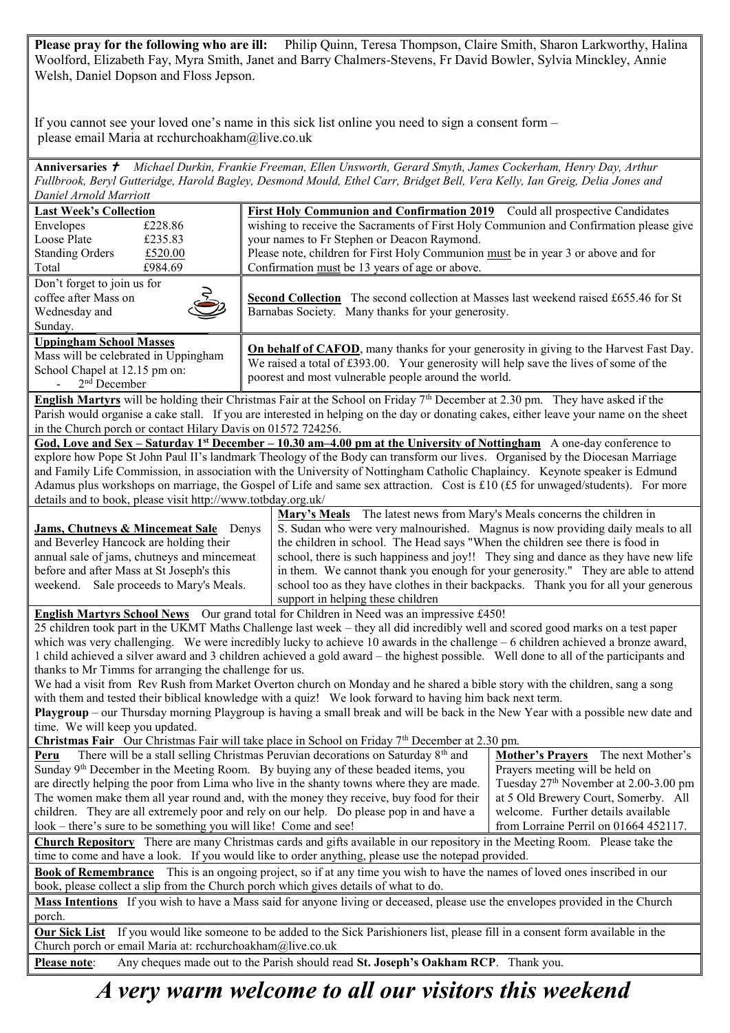**Please pray for the following who are ill:** Philip Quinn, Teresa Thompson, Claire Smith, Sharon Larkworthy, Halina Woolford, Elizabeth Fay, Myra Smith, Janet and Barry Chalmers-Stevens, Fr David Bowler, Sylvia Minckley, Annie Welsh, Daniel Dopson and Floss Jepson.

If you cannot see your loved one's name in this sick list online you need to sign a consent form – please email Maria at rcchurchoakham@live.co.uk

**Anniversaries ✝** *Michael Durkin, Frankie Freeman, Ellen Unsworth, Gerard Smyth, James Cockerham, Henry Day, Arthur Fullbrook, Beryl Gutteridge, Harold Bagley, Desmond Mould, Ethel Carr, Bridget Bell, Vera Kelly, Ian Greig, Delia Jones and Daniel Arnold Marriott*

**Last Week's Collection**

| | |
|---|---|
| Envelopes | £228.86 |
| Loose Plate | £235.83 |
| Standing Orders | £520.00 |
| Total | £984.69 |

**First Holy Communion and Confirmation 2019** Could all prospective Candidates wishing to receive the Sacraments of First Holy Communion and Confirmation please give your names to Fr Stephen or Deacon Raymond.
Please note, children for First Holy Communion must be in year 3 or above and for Confirmation must be 13 years of age or above.

Don't forget to join us for coffee after Mass on Wednesday and Sunday.

**Second Collection** The second collection at Masses last weekend raised £655.46 for St Barnabas Society. Many thanks for your generosity.

**Uppingham School Masses**
Mass will be celebrated in Uppingham School Chapel at 12.15 pm on:
- 2nd December

**On behalf of CAFOD**, many thanks for your generosity in giving to the Harvest Fast Day. We raised a total of £393.00. Your generosity will help save the lives of some of the poorest and most vulnerable people around the world.

**English Martyrs** will be holding their Christmas Fair at the School on Friday 7th December at 2.30 pm. They have asked if the Parish would organise a cake stall. If you are interested in helping on the day or donating cakes, either leave your name on the sheet in the Church porch or contact Hilary Davis on 01572 724256.

**God, Love and Sex – Saturday 1st December – 10.30 am–4.00 pm at the University of Nottingham** A one-day conference to explore how Pope St John Paul II's landmark Theology of the Body can transform our lives. Organised by the Diocesan Marriage and Family Life Commission, in association with the University of Nottingham Catholic Chaplaincy. Keynote speaker is Edmund Adamus plus workshops on marriage, the Gospel of Life and same sex attraction. Cost is £10 (£5 for unwaged/students). For more details and to book, please visit http://www.totbday.org.uk/

**Jams, Chutneys & Mincemeat Sale** Denys and Beverley Hancock are holding their annual sale of jams, chutneys and mincemeat before and after Mass at St Joseph's this weekend. Sale proceeds to Mary's Meals.

**Mary's Meals** The latest news from Mary's Meals concerns the children in S. Sudan who were very malnourished. Magnus is now providing daily meals to all the children in school. The Head says "When the children see there is food in school, there is such happiness and joy!! They sing and dance as they have new life in them. We cannot thank you enough for your generosity." They are able to attend school too as they have clothes in their backpacks. Thank you for all your generous support in helping these children

**English Martyrs School News** Our grand total for Children in Need was an impressive £450!
25 children took part in the UKMT Maths Challenge last week – they all did incredibly well and scored good marks on a test paper which was very challenging. We were incredibly lucky to achieve 10 awards in the challenge – 6 children achieved a bronze award, 1 child achieved a silver award and 3 children achieved a gold award – the highest possible. Well done to all of the participants and thanks to Mr Timms for arranging the challenge for us.
We had a visit from Rev Rush from Market Overton church on Monday and he shared a bible story with the children, sang a song with them and tested their biblical knowledge with a quiz! We look forward to having him back next term.
**Playgroup** – our Thursday morning Playgroup is having a small break and will be back in the New Year with a possible new date and time. We will keep you updated.
**Christmas Fair** Our Christmas Fair will take place in School on Friday 7th December at 2.30 pm.

**Peru** There will be a stall selling Christmas Peruvian decorations on Saturday 8th and Sunday 9th December in the Meeting Room. By buying any of these beaded items, you are directly helping the poor from Lima who live in the shanty towns where they are made. The women make them all year round and, with the money they receive, buy food for their children. They are all extremely poor and rely on our help. Do please pop in and have a look – there's sure to be something you will like! Come and see!

**Mother's Prayers** The next Mother's Prayers meeting will be held on Tuesday 27th November at 2.00-3.00 pm at 5 Old Brewery Court, Somerby. All welcome. Further details available from Lorraine Perril on 01664 452117.

**Church Repository** There are many Christmas cards and gifts available in our repository in the Meeting Room. Please take the time to come and have a look. If you would like to order anything, please use the notepad provided.

**Book of Remembrance** This is an ongoing project, so if at any time you wish to have the names of loved ones inscribed in our book, please collect a slip from the Church porch which gives details of what to do.

**Mass Intentions** If you wish to have a Mass said for anyone living or deceased, please use the envelopes provided in the Church porch.

**Our Sick List** If you would like someone to be added to the Sick Parishioners list, please fill in a consent form available in the Church porch or email Maria at: rcchurchoakham@live.co.uk

**Please note**: Any cheques made out to the Parish should read **St. Joseph's Oakham RCP**. Thank you.

***A very warm welcome to all our visitors this weekend***